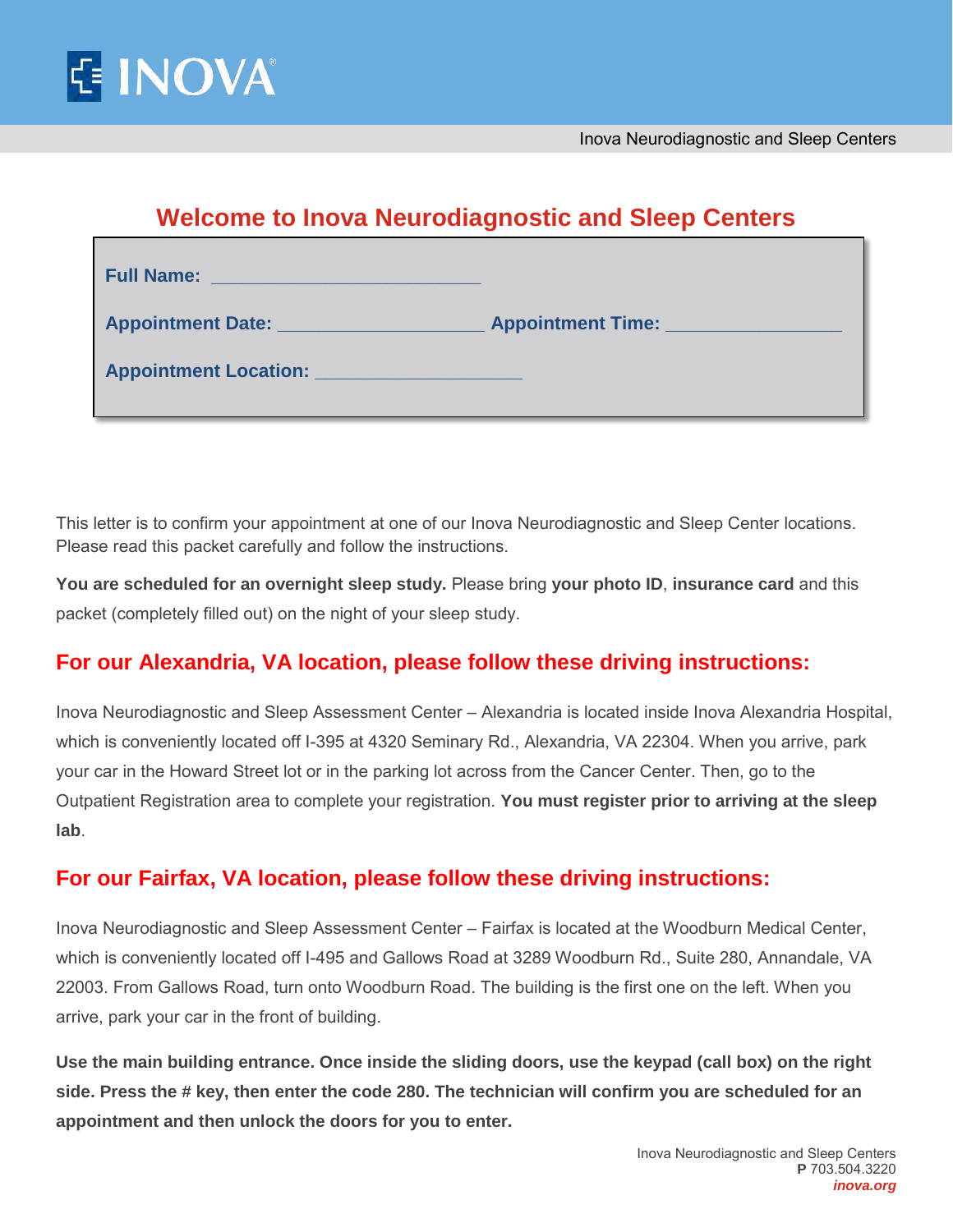INOVA

Inova Neurodiagnostic and Sleep Centers

# Welcome to Inova Neurodiagnostic and Sleep Centers

**Full Name:** ___________________________

**Appointment Date:** _____________________ **Appointment Time:** _________________

**Appointment Location:** _____________________

This letter is to confirm your appointment at one of our Inova Neurodiagnostic and Sleep Center locations. Please read this packet carefully and follow the instructions.

**You are scheduled for an overnight sleep study.** Please bring **your photo ID**, **insurance card** and this packet (completely filled out) on the night of your sleep study.

## For our Alexandria, VA location, please follow these driving instructions:

Inova Neurodiagnostic and Sleep Assessment Center – Alexandria is located inside Inova Alexandria Hospital, which is conveniently located off I-395 at 4320 Seminary Rd., Alexandria, VA 22304. When you arrive, park your car in the Howard Street lot or in the parking lot across from the Cancer Center. Then, go to the Outpatient Registration area to complete your registration. **You must register prior to arriving at the sleep lab**.

## For our Fairfax, VA location, please follow these driving instructions:

Inova Neurodiagnostic and Sleep Assessment Center – Fairfax is located at the Woodburn Medical Center, which is conveniently located off I-495 and Gallows Road at 3289 Woodburn Rd., Suite 280, Annandale, VA 22003. From Gallows Road, turn onto Woodburn Road. The building is the first one on the left. When you arrive, park your car in the front of building.

**Use the main building entrance. Once inside the sliding doors, use the keypad (call box) on the right side. Press the # key, then enter the code 280. The technician will confirm you are scheduled for an appointment and then unlock the doors for you to enter.**

Inova Neurodiagnostic and Sleep Centers
**P** 703.504.3220
***inova.org***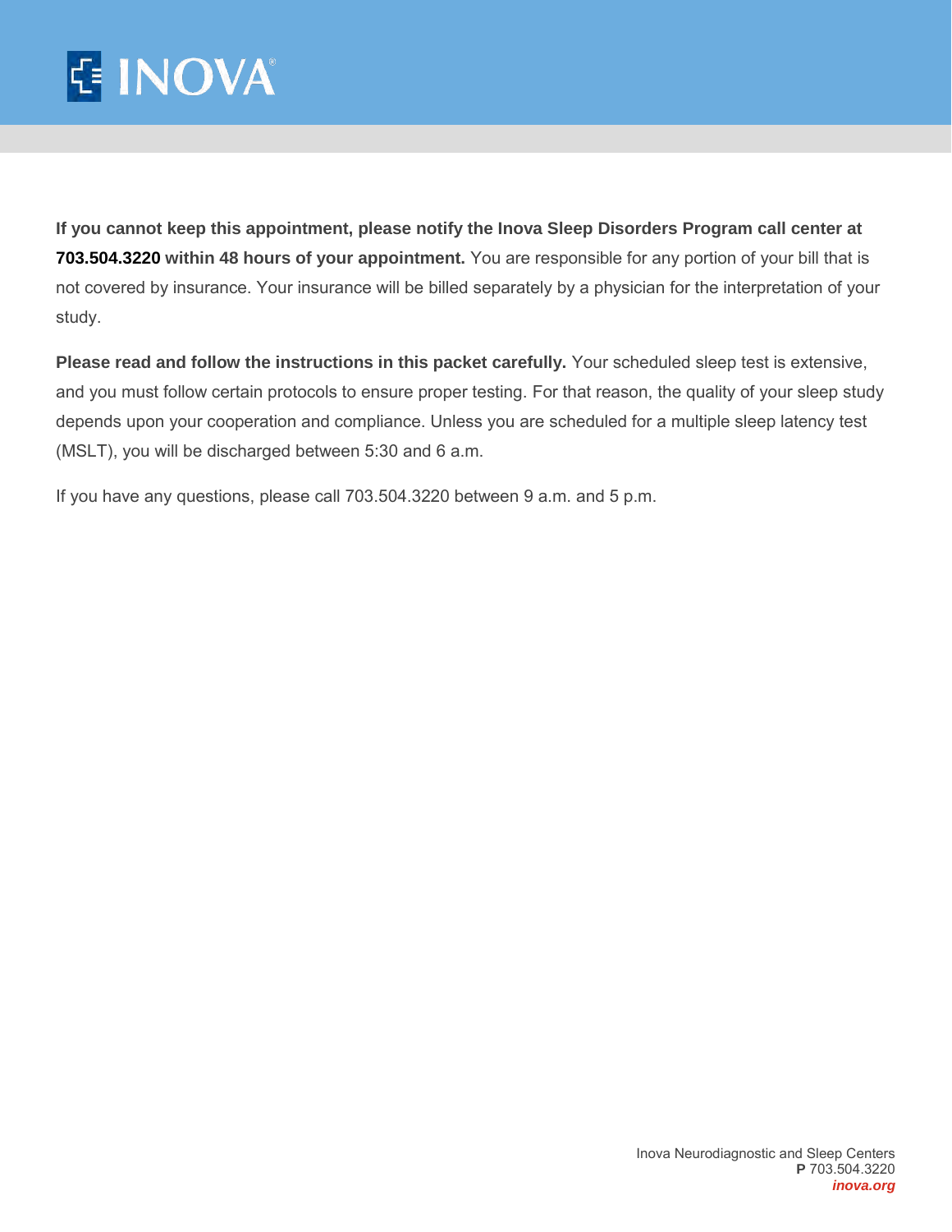**If you cannot keep this appointment, please notify the Inova Sleep Disorders Program call center at 703.504.3220 within 48 hours of your appointment.** You are responsible for any portion of your bill that is not covered by insurance. Your insurance will be billed separately by a physician for the interpretation of your study.

**Please read and follow the instructions in this packet carefully.** Your scheduled sleep test is extensive, and you must follow certain protocols to ensure proper testing. For that reason, the quality of your sleep study depends upon your cooperation and compliance. Unless you are scheduled for a multiple sleep latency test (MSLT), you will be discharged between 5:30 and 6 a.m.

If you have any questions, please call 703.504.3220 between 9 a.m. and 5 p.m.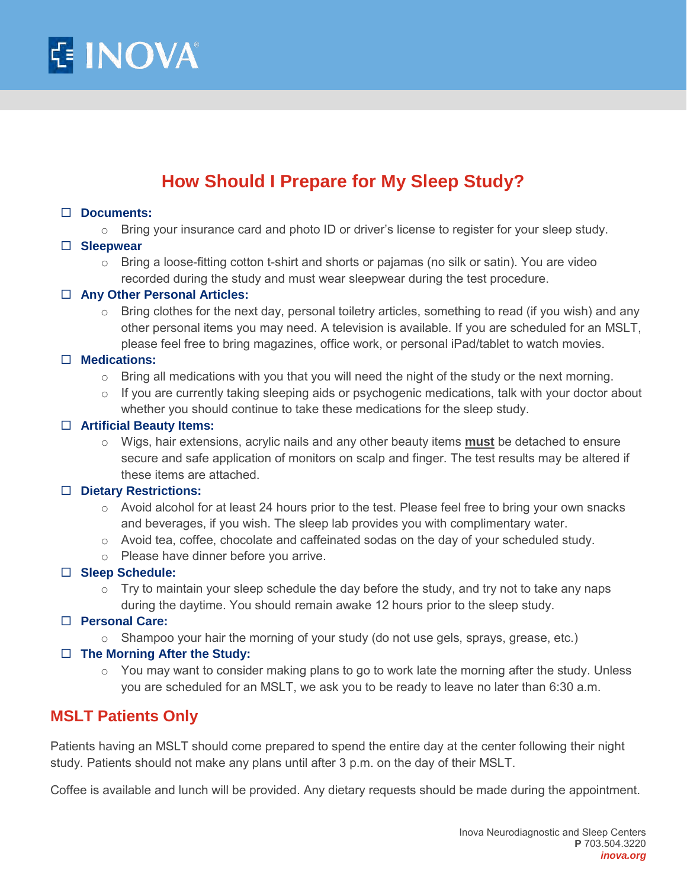# How Should I Prepare for My Sleep Study?

- ☐ **Documents:**
  - Bring your insurance card and photo ID or driver's license to register for your sleep study.
- ☐ **Sleepwear**
  - Bring a loose-fitting cotton t-shirt and shorts or pajamas (no silk or satin). You are video recorded during the study and must wear sleepwear during the test procedure.
- ☐ **Any Other Personal Articles:**
  - Bring clothes for the next day, personal toiletry articles, something to read (if you wish) and any other personal items you may need. A television is available. If you are scheduled for an MSLT, please feel free to bring magazines, office work, or personal iPad/tablet to watch movies.
- ☐ **Medications:**
  - Bring all medications with you that you will need the night of the study or the next morning.
  - If you are currently taking sleeping aids or psychogenic medications, talk with your doctor about whether you should continue to take these medications for the sleep study.
- ☐ **Artificial Beauty Items:**
  - Wigs, hair extensions, acrylic nails and any other beauty items **<u>must</u>** be detached to ensure secure and safe application of monitors on scalp and finger. The test results may be altered if these items are attached.
- ☐ **Dietary Restrictions:**
  - Avoid alcohol for at least 24 hours prior to the test. Please feel free to bring your own snacks and beverages, if you wish. The sleep lab provides you with complimentary water.
  - Avoid tea, coffee, chocolate and caffeinated sodas on the day of your scheduled study.
  - Please have dinner before you arrive.
- ☐ **Sleep Schedule:**
  - Try to maintain your sleep schedule the day before the study, and try not to take any naps during the daytime. You should remain awake 12 hours prior to the sleep study.
- ☐ **Personal Care:**
  - Shampoo your hair the morning of your study (do not use gels, sprays, grease, etc.)
- ☐ **The Morning After the Study:**
  - You may want to consider making plans to go to work late the morning after the study. Unless you are scheduled for an MSLT, we ask you to be ready to leave no later than 6:30 a.m.

## MSLT Patients Only

Patients having an MSLT should come prepared to spend the entire day at the center following their night study. Patients should not make any plans until after 3 p.m. on the day of their MSLT.

Coffee is available and lunch will be provided. Any dietary requests should be made during the appointment.

Inova Neurodiagnostic and Sleep Centers
**P** 703.504.3220
*inova.org*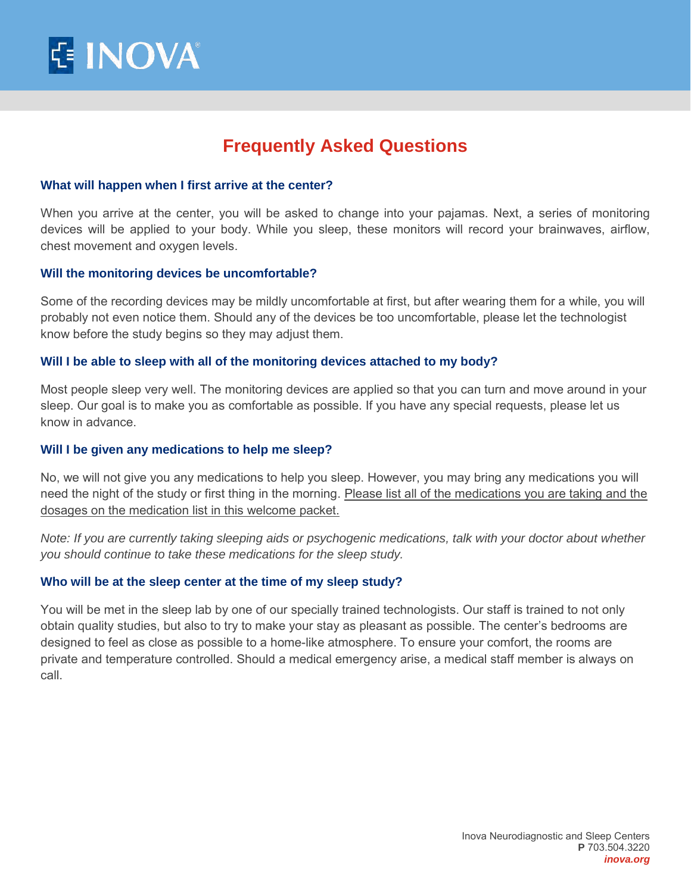# Frequently Asked Questions

### What will happen when I first arrive at the center?

When you arrive at the center, you will be asked to change into your pajamas. Next, a series of monitoring devices will be applied to your body. While you sleep, these monitors will record your brainwaves, airflow, chest movement and oxygen levels.

### Will the monitoring devices be uncomfortable?

Some of the recording devices may be mildly uncomfortable at first, but after wearing them for a while, you will probably not even notice them. Should any of the devices be too uncomfortable, please let the technologist know before the study begins so they may adjust them.

### Will I be able to sleep with all of the monitoring devices attached to my body?

Most people sleep very well. The monitoring devices are applied so that you can turn and move around in your sleep. Our goal is to make you as comfortable as possible. If you have any special requests, please let us know in advance.

### Will I be given any medications to help me sleep?

No, we will not give you any medications to help you sleep. However, you may bring any medications you will need the night of the study or first thing in the morning. Please list all of the medications you are taking and the dosages on the medication list in this welcome packet.

*Note: If you are currently taking sleeping aids or psychogenic medications, talk with your doctor about whether you should continue to take these medications for the sleep study.*

### Who will be at the sleep center at the time of my sleep study?

You will be met in the sleep lab by one of our specially trained technologists. Our staff is trained to not only obtain quality studies, but also to try to make your stay as pleasant as possible. The center's bedrooms are designed to feel as close as possible to a home-like atmosphere. To ensure your comfort, the rooms are private and temperature controlled. Should a medical emergency arise, a medical staff member is always on call.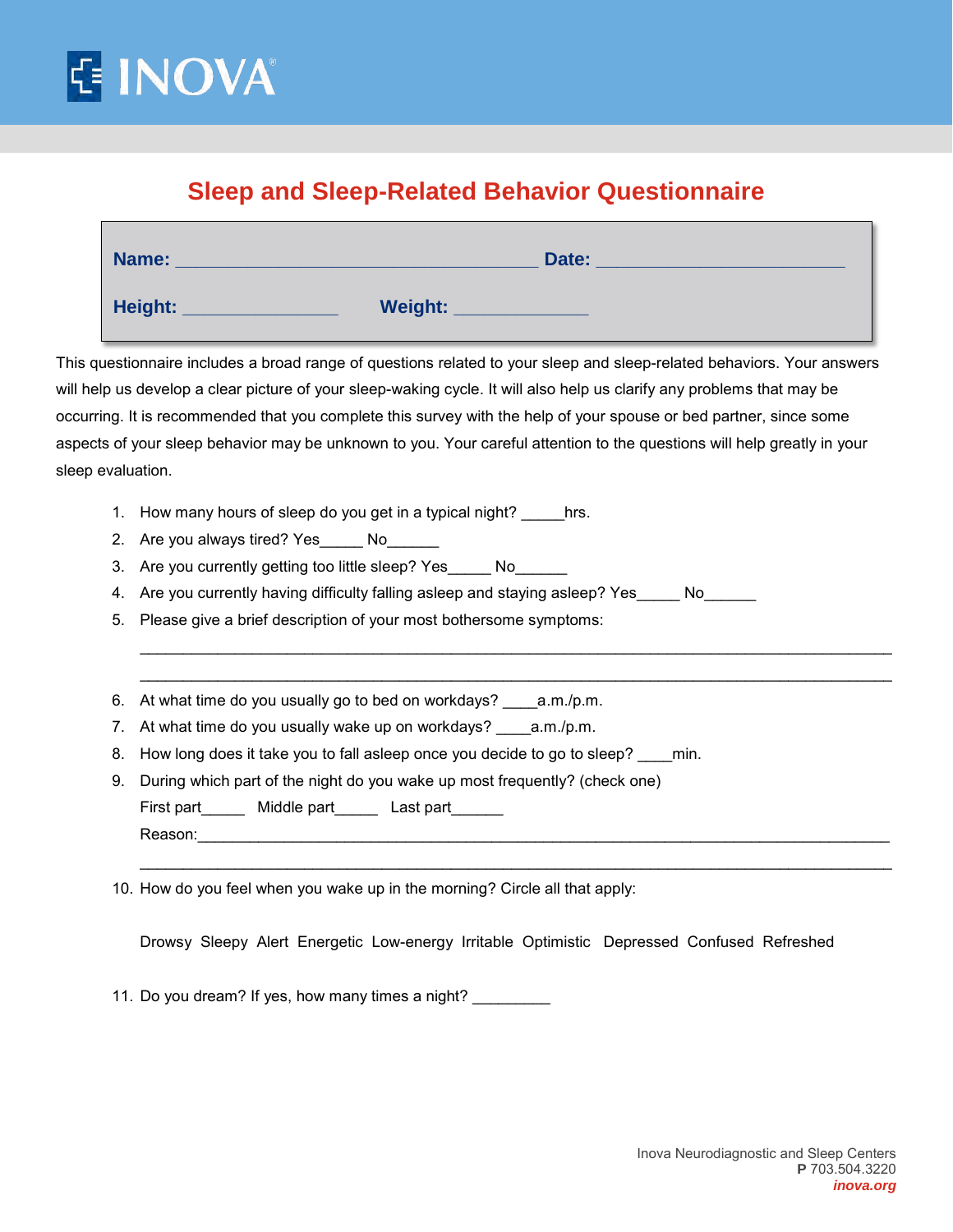INOVA

# Sleep and Sleep-Related Behavior Questionnaire

**Name:** _______________________________________ **Date:** ___________________________

**Height:** ________________ **Weight:** ______________

This questionnaire includes a broad range of questions related to your sleep and sleep-related behaviors. Your answers will help us develop a clear picture of your sleep-waking cycle. It will also help us clarify any problems that may be occurring. It is recommended that you complete this survey with the help of your spouse or bed partner, since some aspects of your sleep behavior may be unknown to you. Your careful attention to the questions will help greatly in your sleep evaluation.

1. How many hours of sleep do you get in a typical night? _____hrs.
2. Are you always tired? Yes_____ No______
3. Are you currently getting too little sleep? Yes_____ No______
4. Are you currently having difficulty falling asleep and staying asleep? Yes_____ No______
5. Please give a brief description of your most bothersome symptoms:

   ____________________________________________________________________________________

   ____________________________________________________________________________________

6. At what time do you usually go to bed on workdays? ____a.m./p.m.
7. At what time do you usually wake up on workdays? ____a.m./p.m.
8. How long does it take you to fall asleep once you decide to go to sleep? ____min.
9. During which part of the night do you wake up most frequently? (check one)

   First part_____ Middle part_____ Last part______

   Reason:_____________________________________________________________________________

   ____________________________________________________________________________________

10. How do you feel when you wake up in the morning? Circle all that apply:

    Drowsy Sleepy Alert Energetic Low-energy Irritable Optimistic Depressed Confused Refreshed

11. Do you dream? If yes, how many times a night? _________

Inova Neurodiagnostic and Sleep Centers
**P** 703.504.3220
***inova.org***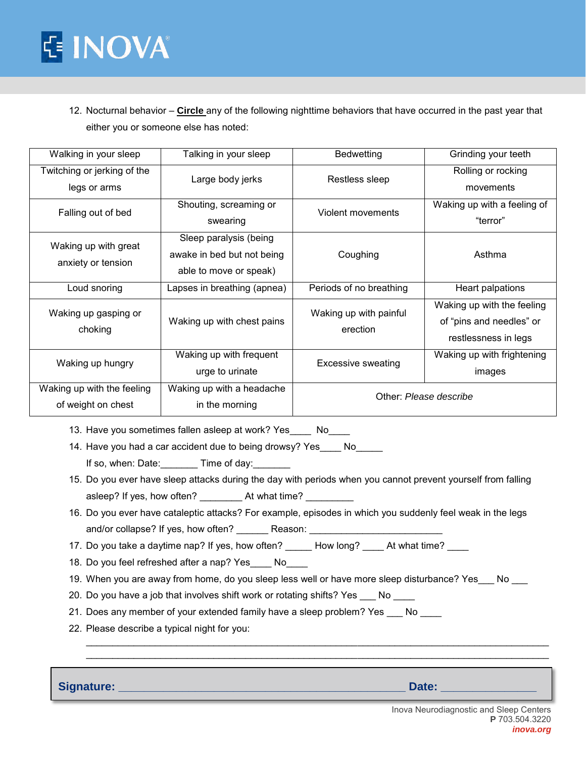12. Nocturnal behavior – **Circle** any of the following nighttime behaviors that have occurred in the past year that either you or someone else has noted:

| Walking in your sleep | Talking in your sleep | Bedwetting | Grinding your teeth |
|---|---|---|---|
| Twitching or jerking of the legs or arms | Large body jerks | Restless sleep | Rolling or rocking movements |
| Falling out of bed | Shouting, screaming or swearing | Violent movements | Waking up with a feeling of “terror” |
| Waking up with great anxiety or tension | Sleep paralysis (being awake in bed but not being able to move or speak) | Coughing | Asthma |
| Loud snoring | Lapses in breathing (apnea) | Periods of no breathing | Heart palpations |
| Waking up gasping or choking | Waking up with chest pains | Waking up with painful erection | Waking up with the feeling of “pins and needles” or restlessness in legs |
| Waking up hungry | Waking up with frequent urge to urinate | Excessive sweating | Waking up with frightening images |
| Waking up with the feeling of weight on chest | Waking up with a headache in the morning | Other: *Please describe* | |

13. Have you sometimes fallen asleep at work? Yes____ No____
14. Have you had a car accident due to being drowsy? Yes____ No_____
    If so, when: Date:_______ Time of day:_______
15. Do you ever have sleep attacks during the day with periods when you cannot prevent yourself from falling asleep? If yes, how often? ________ At what time? _________
16. Do you ever have cataleptic attacks? For example, episodes in which you suddenly feel weak in the legs and/or collapse? If yes, how often? ______ Reason: _________________________
17. Do you take a daytime nap? If yes, how often? _____ How long? ____ At what time? ____
18. Do you feel refreshed after a nap? Yes____ No____
19. When you are away from home, do you sleep less well or have more sleep disturbance? Yes___ No ___
20. Do you have a job that involves shift work or rotating shifts? Yes ___ No ____
21. Does any member of your extended family have a sleep problem? Yes ___ No ____
22. Please describe a typical night for you:
    ________________________________________________________________________________
    ________________________________________________________________________________

**Signature:** ______________________________________________ **Date:** ______________

Inova Neurodiagnostic and Sleep Centers
**P** 703.504.3220
*inova.org*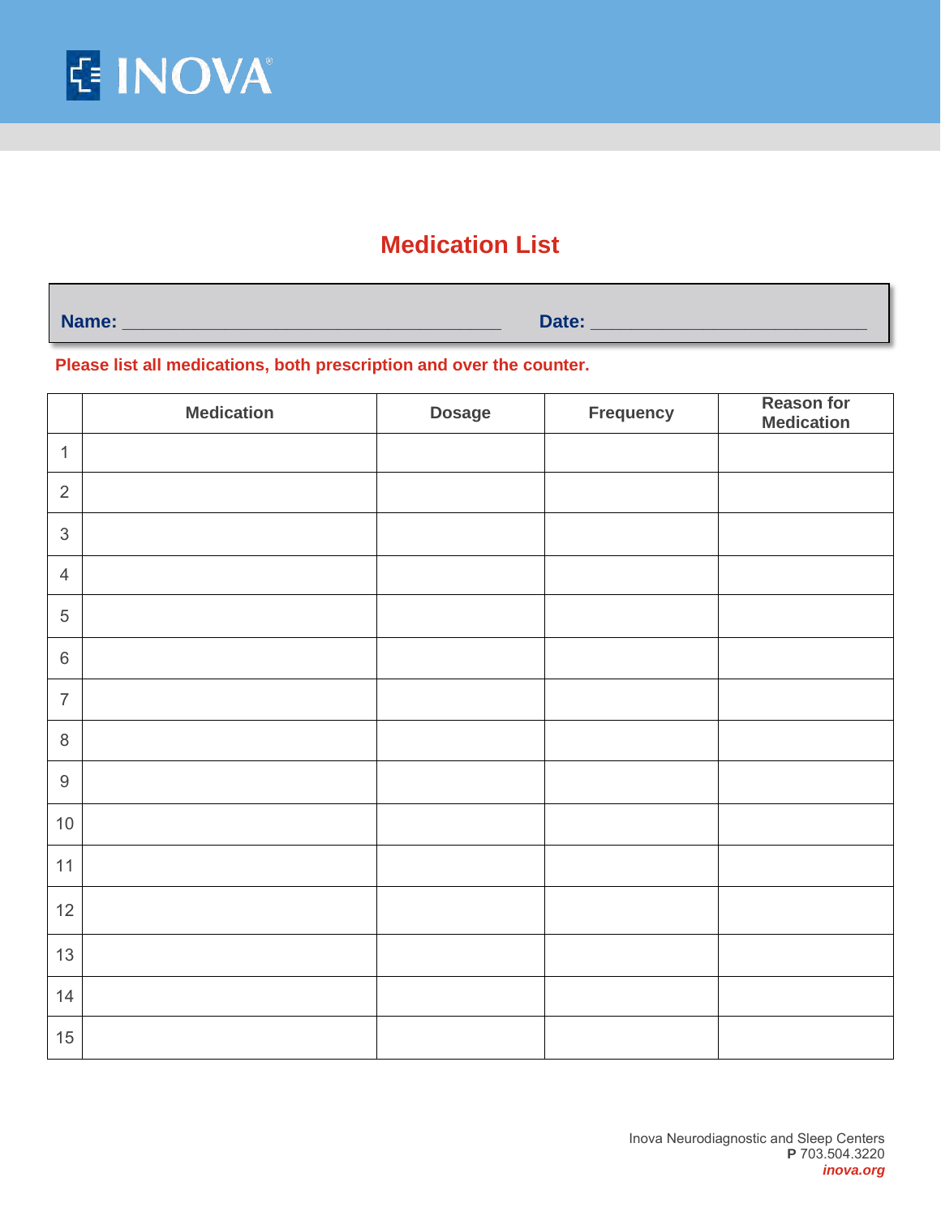INOVA

# Medication List

**Name:** ______________________________ **Date:** ______________________

**Please list all medications, both prescription and over the counter.**

| | Medication | Dosage | Frequency | Reason for Medication |
|---|---|---|---|---|
| 1 | | | | |
| 2 | | | | |
| 3 | | | | |
| 4 | | | | |
| 5 | | | | |
| 6 | | | | |
| 7 | | | | |
| 8 | | | | |
| 9 | | | | |
| 10 | | | | |
| 11 | | | | |
| 12 | | | | |
| 13 | | | | |
| 14 | | | | |
| 15 | | | | |

Inova Neurodiagnostic and Sleep Centers
**P** 703.504.3220
*inova.org*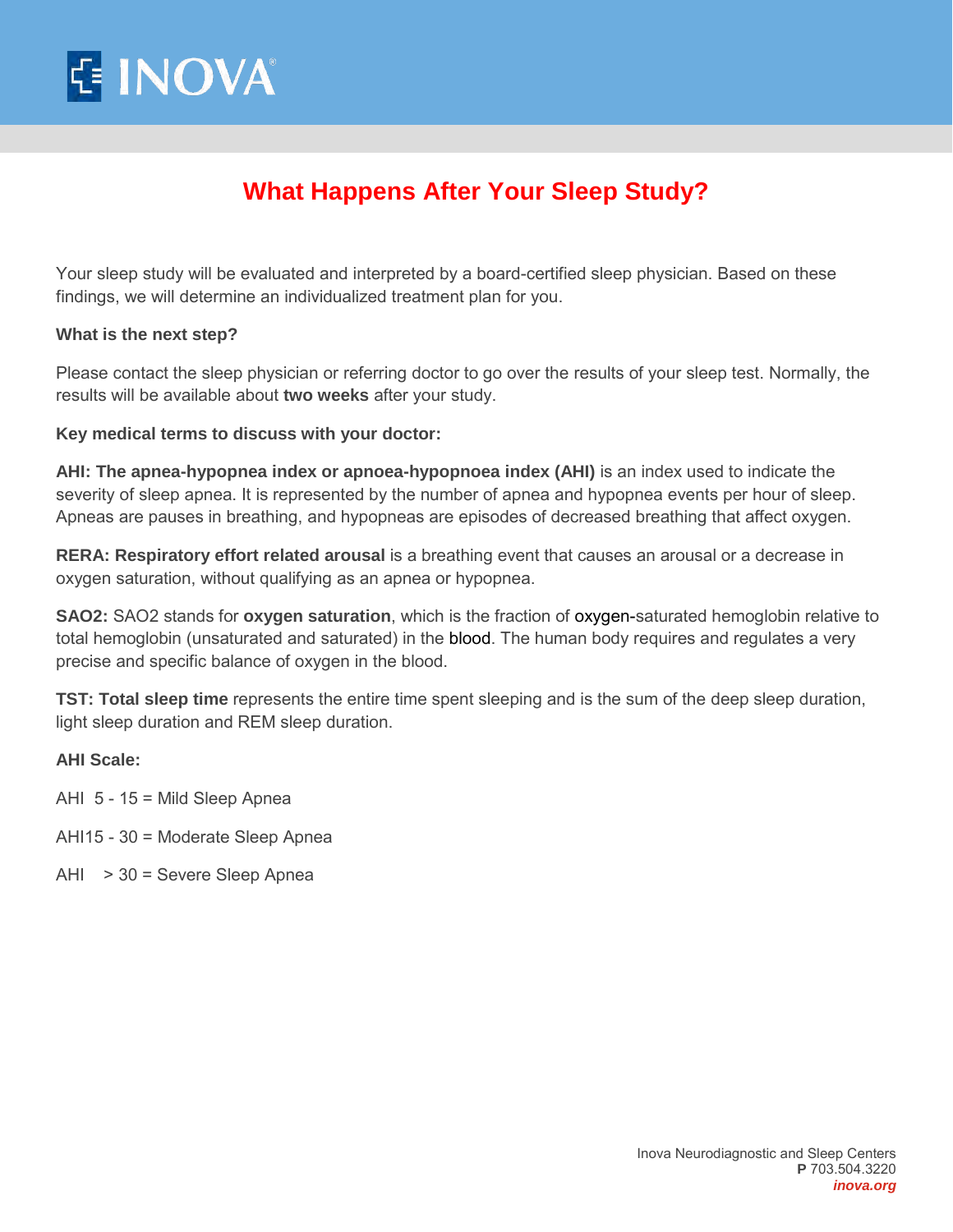# What Happens After Your Sleep Study?

Your sleep study will be evaluated and interpreted by a board-certified sleep physician. Based on these findings, we will determine an individualized treatment plan for you.

**What is the next step?**

Please contact the sleep physician or referring doctor to go over the results of your sleep test. Normally, the results will be available about **two weeks** after your study.

**Key medical terms to discuss with your doctor:**

**AHI: The apnea-hypopnea index or apnoea-hypopnoea index (AHI)** is an index used to indicate the severity of sleep apnea. It is represented by the number of apnea and hypopnea events per hour of sleep. Apneas are pauses in breathing, and hypopneas are episodes of decreased breathing that affect oxygen.

**RERA: Respiratory effort related arousal** is a breathing event that causes an arousal or a decrease in oxygen saturation, without qualifying as an apnea or hypopnea.

**SAO2:** SAO2 stands for **oxygen saturation**, which is the fraction of oxygen-saturated hemoglobin relative to total hemoglobin (unsaturated and saturated) in the blood. The human body requires and regulates a very precise and specific balance of oxygen in the blood.

**TST: Total sleep time** represents the entire time spent sleeping and is the sum of the deep sleep duration, light sleep duration and REM sleep duration.

**AHI Scale:**

AHI 5 - 15 = Mild Sleep Apnea

AHI15 - 30 = Moderate Sleep Apnea

AHI > 30 = Severe Sleep Apnea

Inova Neurodiagnostic and Sleep Centers
**P** 703.504.3220
***inova.org***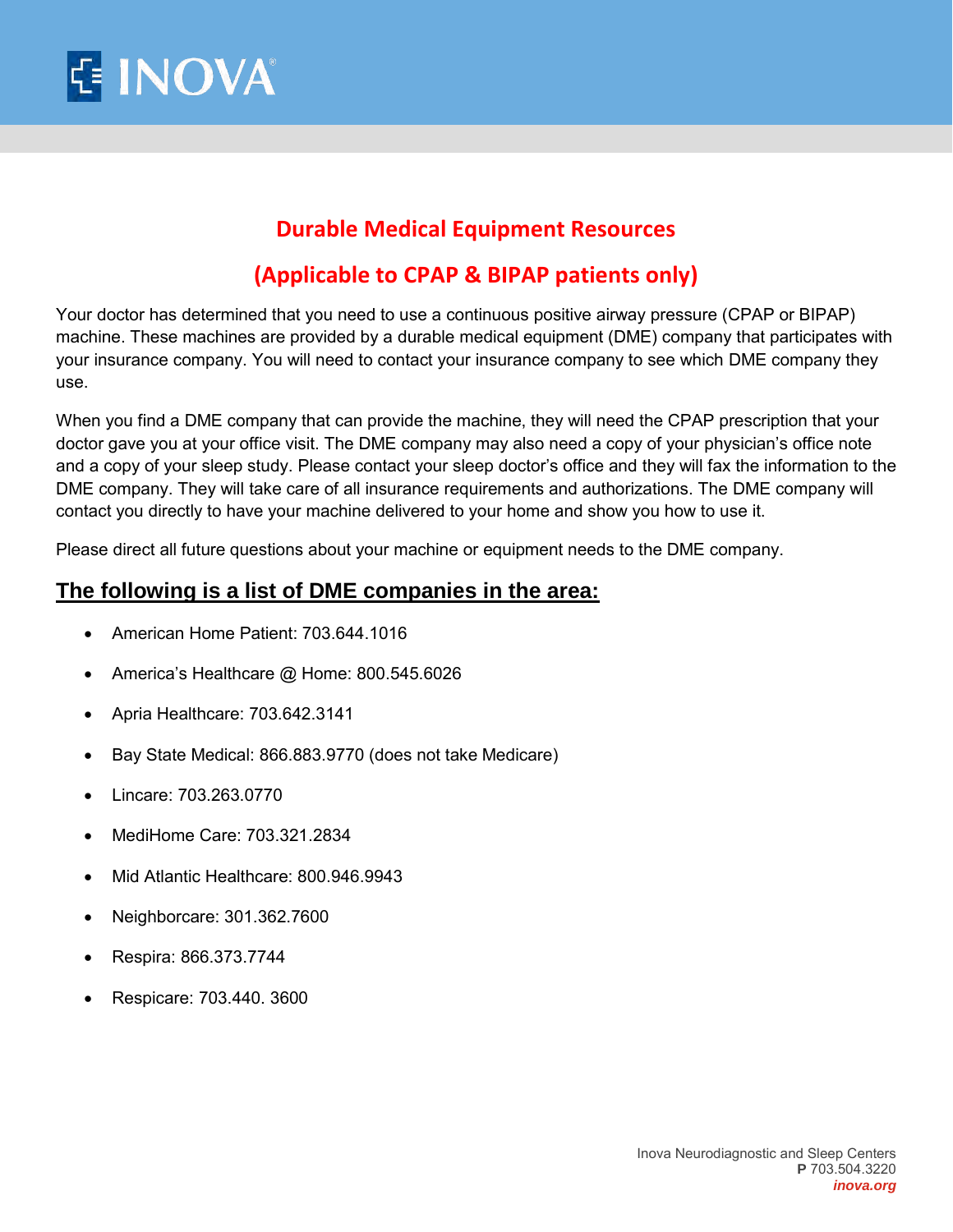# Durable Medical Equipment Resources

## (Applicable to CPAP & BIPAP patients only)

Your doctor has determined that you need to use a continuous positive airway pressure (CPAP or BIPAP) machine. These machines are provided by a durable medical equipment (DME) company that participates with your insurance company. You will need to contact your insurance company to see which DME company they use.

When you find a DME company that can provide the machine, they will need the CPAP prescription that your doctor gave you at your office visit. The DME company may also need a copy of your physician's office note and a copy of your sleep study. Please contact your sleep doctor's office and they will fax the information to the DME company. They will take care of all insurance requirements and authorizations. The DME company will contact you directly to have your machine delivered to your home and show you how to use it.

Please direct all future questions about your machine or equipment needs to the DME company.

## The following is a list of DME companies in the area:

- American Home Patient: 703.644.1016
- America's Healthcare @ Home: 800.545.6026
- Apria Healthcare: 703.642.3141
- Bay State Medical: 866.883.9770 (does not take Medicare)
- Lincare: 703.263.0770
- MediHome Care: 703.321.2834
- Mid Atlantic Healthcare: 800.946.9943
- Neighborcare: 301.362.7600
- Respira: 866.373.7744
- Respicare: 703.440. 3600

Inova Neurodiagnostic and Sleep Centers
**P** 703.504.3220
*inova.org*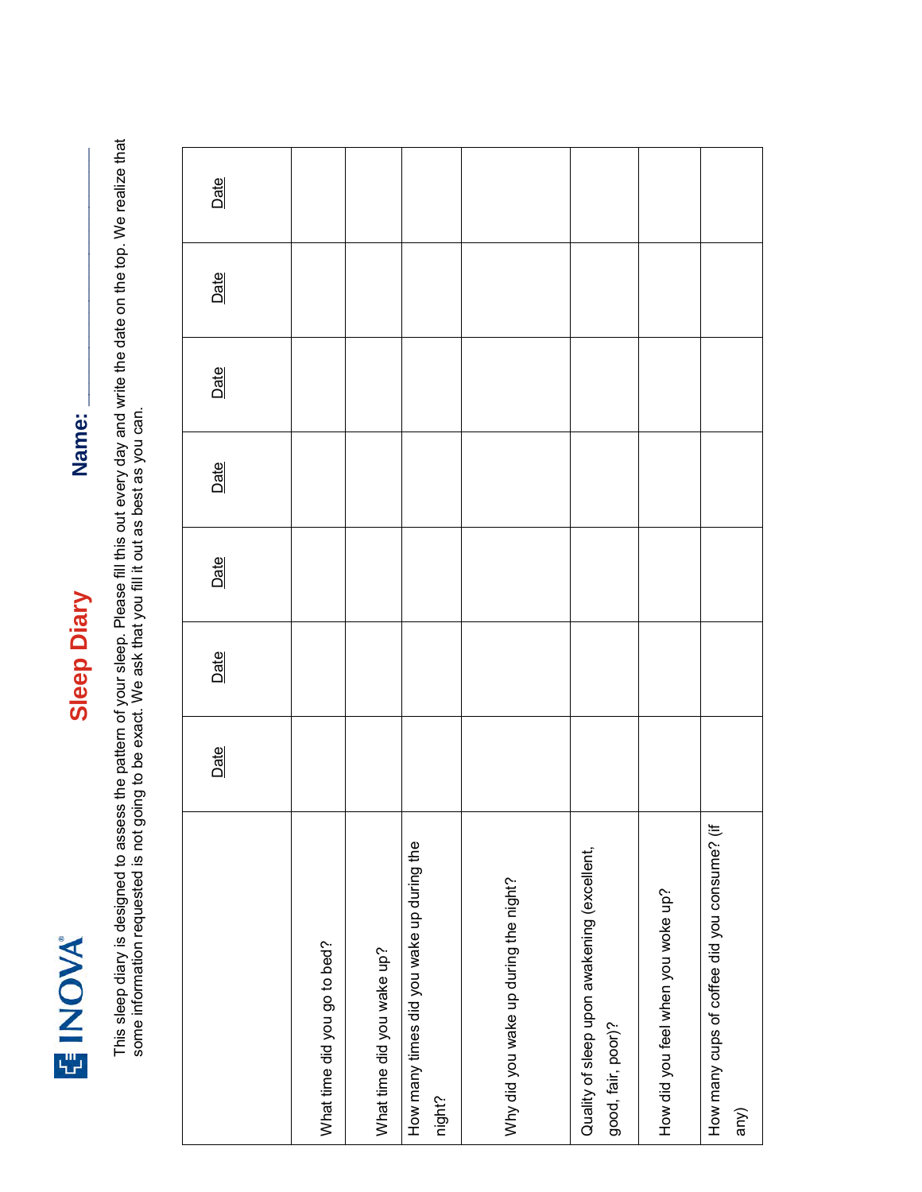INOVA

# Sleep Diary

**Name:** ______________

This sleep diary is designed to assess the pattern of your sleep. Please fill this out every day and write the date on the top. We realize that some information requested is not going to be exact. We ask that you fill it out as best as you can.

| | Date | Date | Date | Date | Date | Date | Date |
|---|---|---|---|---|---|---|---|
| What time did you go to bed? | | | | | | | |
| What time did you wake up? | | | | | | | |
| How many times did you wake up during the night? | | | | | | | |
| Why did you wake up during the night? | | | | | | | |
| Quality of sleep upon awakening (excellent, good, fair, poor)? | | | | | | | |
| How did you feel when you woke up? | | | | | | | |
| How many cups of coffee did you consume? (if any) | | | | | | | |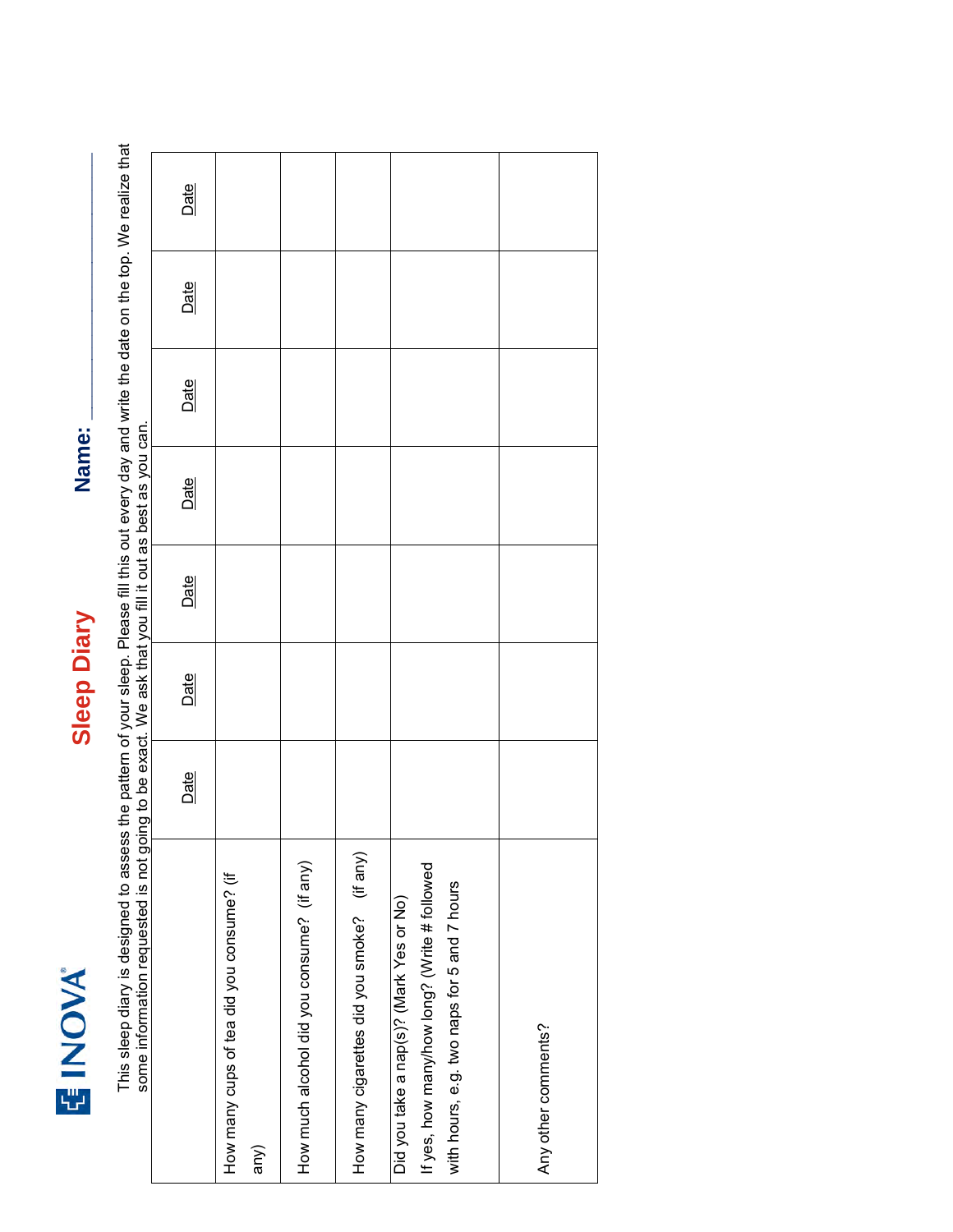INOVA

# Sleep Diary

**Name:** ________________

This sleep diary is designed to assess the pattern of your sleep. Please fill this out every day and write the date on the top. We realize that some information requested is not going to be exact. We ask that you fill it out as best as you can.

| | Date | Date | Date | Date | Date | Date | Date |
|---|---|---|---|---|---|---|---|
| How many cups of tea did you consume? (if any) | | | | | | | |
| How much alcohol did you consume? (if any) | | | | | | | |
| How many cigarettes did you smoke? (if any) | | | | | | | |
| Did you take a nap(s)? (Mark Yes or No) If yes, how many/how long? (Write # followed with hours, e.g. two naps for 5 and 7 hours | | | | | | | |
| Any other comments? | | | | | | | |